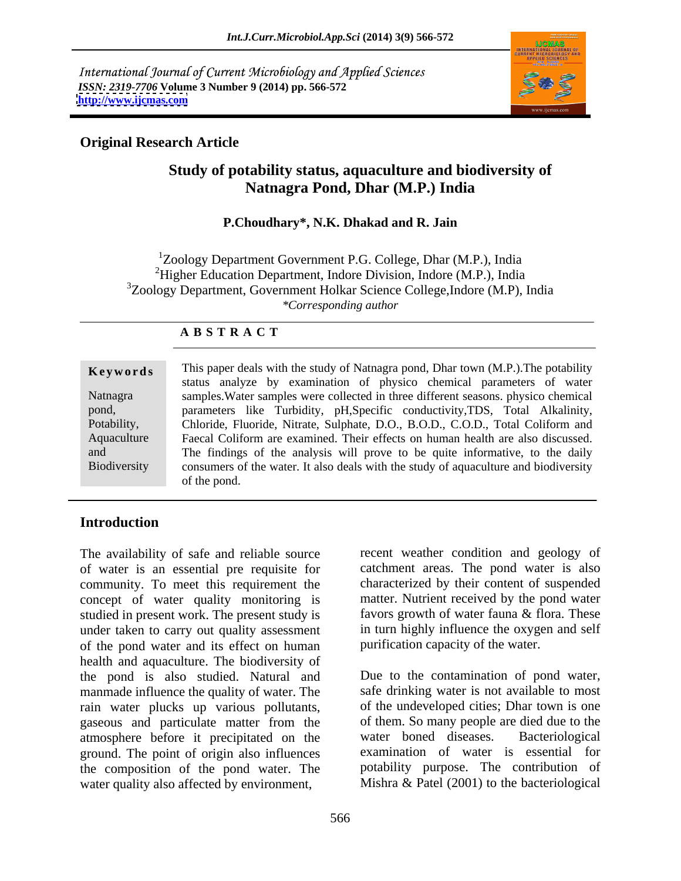International Journal of Current Microbiology and Applied Sciences
*ISSN: 2319-7706* **Volume 3 Number 9 (2014) pp. 566-572**
**http://www.ijcmas.com**

**Original Research Article**

# Study of potability status, aquaculture and biodiversity of Natnagra Pond, Dhar (M.P.) India

**P.Choudhary\*, N.K. Dhakad and R. Jain**

[1]Zoology Department Government P.G. College, Dhar (M.P.), India
[2]Higher Education Department, Indore Division, Indore (M.P.), India
[3]Zoology Department, Government Holkar Science College,Indore (M.P), India
*\*Corresponding author*

## A B S T R A C T

**Keywords**

Natnagra pond, Potability, Aquaculture and Biodiversity

This paper deals with the study of Natnagra pond, Dhar town (M.P.).The potability status analyze by examination of physico chemical parameters of water samples.Water samples were collected in three different seasons. physico chemical parameters like Turbidity, pH,Specific conductivity,TDS, Total Alkalinity, Chloride, Fluoride, Nitrate, Sulphate, D.O., B.O.D., C.O.D., Total Coliform and Faecal Coliform are examined. Their effects on human health are also discussed. The findings of the analysis will prove to be quite informative, to the daily consumers of the water. It also deals with the study of aquaculture and biodiversity of the pond.

## Introduction

The availability of safe and reliable source of water is an essential pre requisite for community. To meet this requirement the concept of water quality monitoring is studied in present work. The present study is under taken to carry out quality assessment of the pond water and its effect on human health and aquaculture. The biodiversity of the pond is also studied. Natural and manmade influence the quality of water. The rain water plucks up various pollutants, gaseous and particulate matter from the atmosphere before it precipitated on the ground. The point of origin also influences the composition of the pond water. The water quality also affected by environment, recent weather condition and geology of catchment areas. The pond water is also characterized by their content of suspended matter. Nutrient received by the pond water favors growth of water fauna & flora. These in turn highly influence the oxygen and self purification capacity of the water.

Due to the contamination of pond water, safe drinking water is not available to most of the undeveloped cities; Dhar town is one of them. So many people are died due to the water boned diseases. Bacteriological examination of water is essential for potability purpose. The contribution of Mishra & Patel (2001) to the bacteriological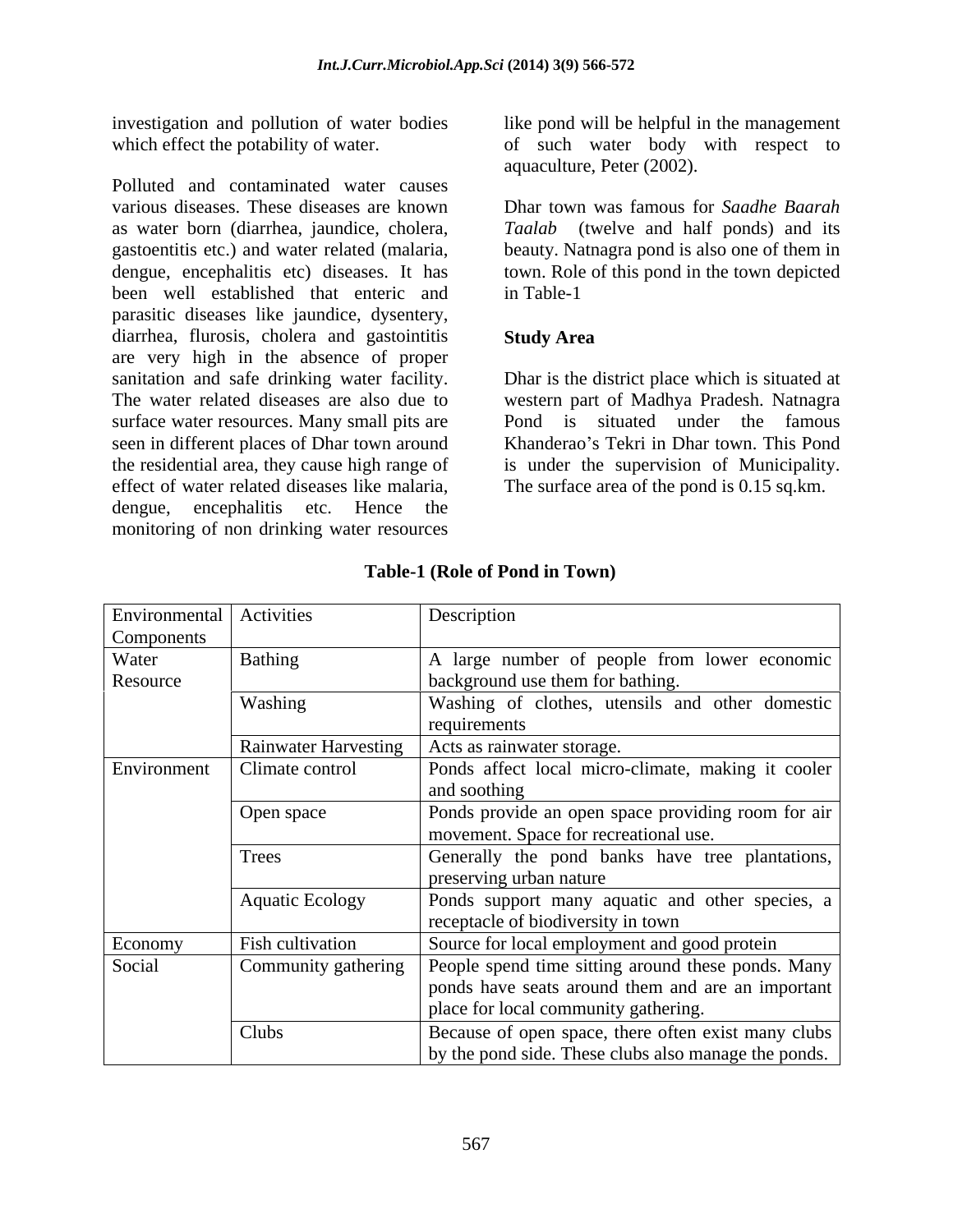investigation and pollution of water bodies which effect the potability of water.

Polluted and contaminated water causes various diseases. These diseases are known as water born (diarrhea, jaundice, cholera, gastoentitis etc.) and water related (malaria, dengue, encephalitis etc) diseases. It has been well established that enteric and parasitic diseases like jaundice, dysentery, diarrhea, flurosis, cholera and gastointitis are very high in the absence of proper sanitation and safe drinking water facility. The water related diseases are also due to surface water resources. Many small pits are seen in different places of Dhar town around the residential area, they cause high range of effect of water related diseases like malaria, dengue, encephalitis etc. Hence the monitoring of non drinking water resources like pond will be helpful in the management of such water body with respect to aquaculture, Peter (2002).

Dhar town was famous for *Saadhe Baarah Taalab* (twelve and half ponds) and its beauty. Natnagra pond is also one of them in town. Role of this pond in the town depicted in Table-1

## Study Area

Dhar is the district place which is situated at western part of Madhya Pradesh. Natnagra Pond is situated under the famous Khanderao's Tekri in Dhar town. This Pond is under the supervision of Municipality. The surface area of the pond is 0.15 sq.km.

**Table-1 (Role of Pond in Town)**

| Environmental Components | Activities | Description |
|---|---|---|
| Water Resource | Bathing | A large number of people from lower economic background use them for bathing. |
| | Washing | Washing of clothes, utensils and other domestic requirements |
| | Rainwater Harvesting | Acts as rainwater storage. |
| Environment | Climate control | Ponds affect local micro-climate, making it cooler and soothing |
| | Open space | Ponds provide an open space providing room for air movement. Space for recreational use. |
| | Trees | Generally the pond banks have tree plantations, preserving urban nature |
| | Aquatic Ecology | Ponds support many aquatic and other species, a receptacle of biodiversity in town |
| Economy | Fish cultivation | Source for local employment and good protein |
| Social | Community gathering | People spend time sitting around these ponds. Many ponds have seats around them and are an important place for local community gathering. |
| | Clubs | Because of open space, there often exist many clubs by the pond side. These clubs also manage the ponds. |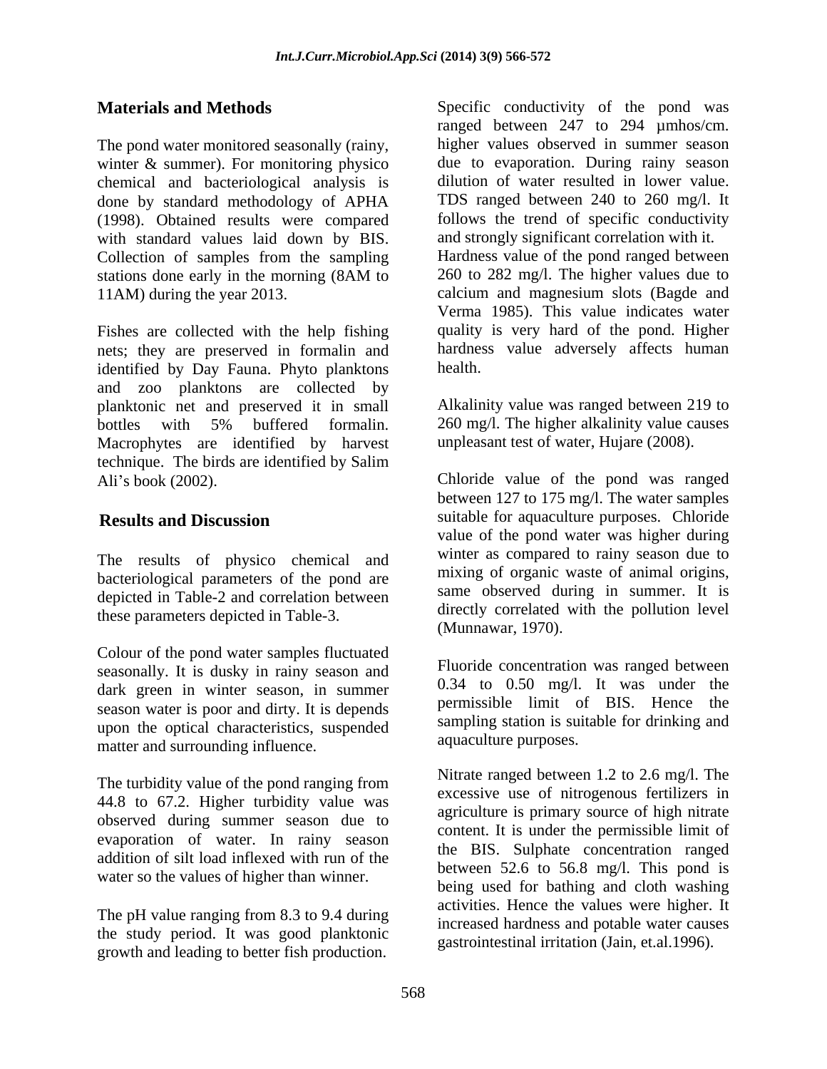## Materials and Methods

The pond water monitored seasonally (rainy, winter & summer). For monitoring physico chemical and bacteriological analysis is done by standard methodology of APHA (1998). Obtained results were compared with standard values laid down by BIS. Collection of samples from the sampling stations done early in the morning (8AM to 11AM) during the year 2013.

Fishes are collected with the help fishing nets; they are preserved in formalin and identified by Day Fauna. Phyto planktons and zoo planktons are collected by planktonic net and preserved it in small bottles with 5% buffered formalin. Macrophytes are identified by harvest technique. The birds are identified by Salim Ali's book (2002).

## Results and Discussion

The results of physico chemical and bacteriological parameters of the pond are depicted in Table-2 and correlation between these parameters depicted in Table-3.

Colour of the pond water samples fluctuated seasonally. It is dusky in rainy season and dark green in winter season, in summer season water is poor and dirty. It is depends upon the optical characteristics, suspended matter and surrounding influence.

The turbidity value of the pond ranging from 44.8 to 67.2. Higher turbidity value was observed during summer season due to evaporation of water. In rainy season addition of silt load inflexed with run of the water so the values of higher than winner.

The pH value ranging from 8.3 to 9.4 during the study period. It was good planktonic growth and leading to better fish production.

Specific conductivity of the pond was ranged between 247 to 294 µmhos/cm. higher values observed in summer season due to evaporation. During rainy season dilution of water resulted in lower value. TDS ranged between 240 to 260 mg/l. It follows the trend of specific conductivity and strongly significant correlation with it. Hardness value of the pond ranged between 260 to 282 mg/l. The higher values due to calcium and magnesium slots (Bagde and Verma 1985). This value indicates water quality is very hard of the pond. Higher hardness value adversely affects human health.

Alkalinity value was ranged between 219 to 260 mg/l. The higher alkalinity value causes unpleasant test of water, Hujare (2008).

Chloride value of the pond was ranged between 127 to 175 mg/l. The water samples suitable for aquaculture purposes. Chloride value of the pond water was higher during winter as compared to rainy season due to mixing of organic waste of animal origins, same observed during in summer. It is directly correlated with the pollution level (Munnawar, 1970).

Fluoride concentration was ranged between 0.34 to 0.50 mg/l. It was under the permissible limit of BIS. Hence the sampling station is suitable for drinking and aquaculture purposes.

Nitrate ranged between 1.2 to 2.6 mg/l. The excessive use of nitrogenous fertilizers in agriculture is primary source of high nitrate content. It is under the permissible limit of the BIS. Sulphate concentration ranged between 52.6 to 56.8 mg/l. This pond is being used for bathing and cloth washing activities. Hence the values were higher. It increased hardness and potable water causes gastrointestinal irritation (Jain, et.al.1996).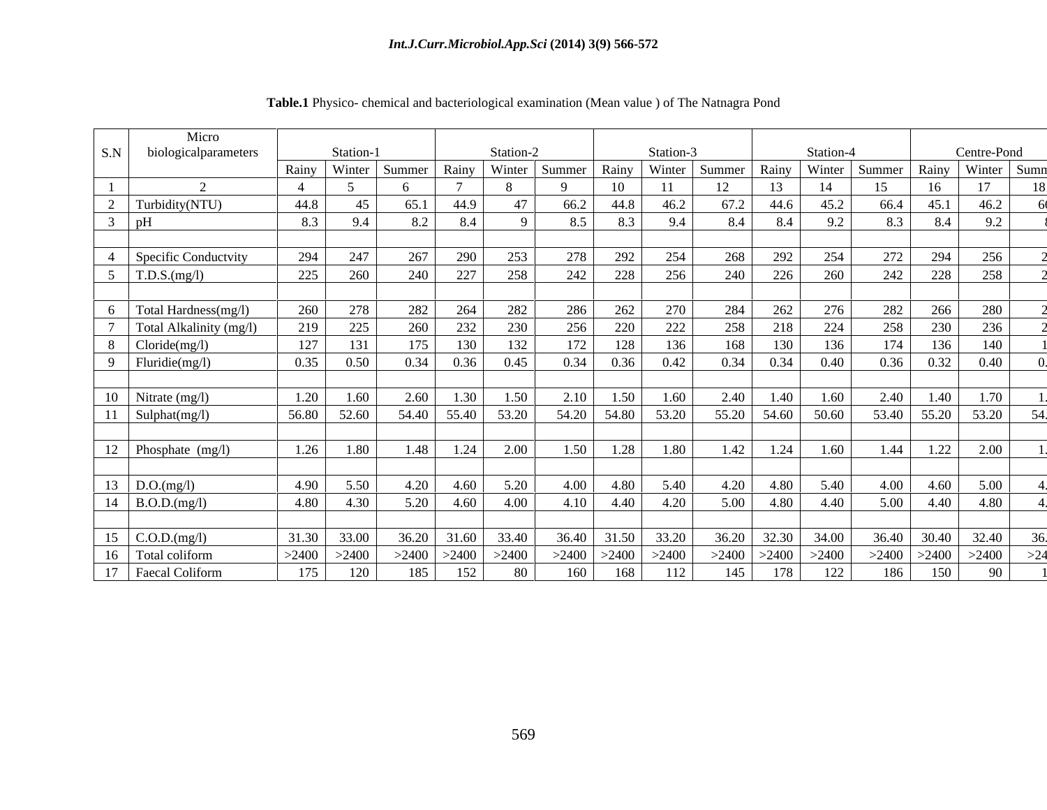**Table.1** Physico- chemical and bacteriological examination (Mean value ) of The Natnagra Pond

| S.N | Micro biologicalparameters | Station-1 | | | Station-2 | | | Station-3 | | | Station-4 | | | Centre-Pond | | |
|---|---|---|---|---|---|---|---|---|---|---|---|---|---|---|---|---|
| | | Rainy | Winter | Summer | Rainy | Winter | Summer | Rainy | Winter | Summer | Rainy | Winter | Summer | Rainy | Winter | Summ |
| 1 | 2 | 4 | 5 | 6 | 7 | 8 | 9 | 10 | 11 | 12 | 13 | 14 | 15 | 16 | 17 | 18 |
| 2 | Turbidity(NTU) | 44.8 | 45 | 65.1 | 44.9 | 47 | 66.2 | 44.8 | 46.2 | 67.2 | 44.6 | 45.2 | 66.4 | 45.1 | 46.2 | 6 |
| 3 | pH | 8.3 | 9.4 | 8.2 | 8.4 | 9 | 8.5 | 8.3 | 9.4 | 8.4 | 8.4 | 9.2 | 8.3 | 8.4 | 9.2 | 8 |
| 4 | Specific Conductvity | 294 | 247 | 267 | 290 | 253 | 278 | 292 | 254 | 268 | 292 | 254 | 272 | 294 | 256 | 2 |
| 5 | T.D.S.(mg/l) | 225 | 260 | 240 | 227 | 258 | 242 | 228 | 256 | 240 | 226 | 260 | 242 | 228 | 258 | 2 |
| 6 | Total Hardness(mg/l) | 260 | 278 | 282 | 264 | 282 | 286 | 262 | 270 | 284 | 262 | 276 | 282 | 266 | 280 | 2 |
| 7 | Total Alkalinity (mg/l) | 219 | 225 | 260 | 232 | 230 | 256 | 220 | 222 | 258 | 218 | 224 | 258 | 230 | 236 | 2 |
| 8 | Cloride(mg/l) | 127 | 131 | 175 | 130 | 132 | 172 | 128 | 136 | 168 | 130 | 136 | 174 | 136 | 140 | 1 |
| 9 | Fluridie(mg/l) | 0.35 | 0.50 | 0.34 | 0.36 | 0.45 | 0.34 | 0.36 | 0.42 | 0.34 | 0.34 | 0.40 | 0.36 | 0.32 | 0.40 | 0. |
| 10 | Nitrate (mg/l) | 1.20 | 1.60 | 2.60 | 1.30 | 1.50 | 2.10 | 1.50 | 1.60 | 2.40 | 1.40 | 1.60 | 2.40 | 1.40 | 1.70 | 1. |
| 11 | Sulphat(mg/l) | 56.80 | 52.60 | 54.40 | 55.40 | 53.20 | 54.20 | 54.80 | 53.20 | 55.20 | 54.60 | 50.60 | 53.40 | 55.20 | 53.20 | 54. |
| 12 | Phosphate (mg/l) | 1.26 | 1.80 | 1.48 | 1.24 | 2.00 | 1.50 | 1.28 | 1.80 | 1.42 | 1.24 | 1.60 | 1.44 | 1.22 | 2.00 | 1. |
| 13 | D.O.(mg/l) | 4.90 | 5.50 | 4.20 | 4.60 | 5.20 | 4.00 | 4.80 | 5.40 | 4.20 | 4.80 | 5.40 | 4.00 | 4.60 | 5.00 | 4. |
| 14 | B.O.D.(mg/l) | 4.80 | 4.30 | 5.20 | 4.60 | 4.00 | 4.10 | 4.40 | 4.20 | 5.00 | 4.80 | 4.40 | 5.00 | 4.40 | 4.80 | 4. |
| 15 | C.O.D.(mg/l) | 31.30 | 33.00 | 36.20 | 31.60 | 33.40 | 36.40 | 31.50 | 33.20 | 36.20 | 32.30 | 34.00 | 36.40 | 30.40 | 32.40 | 36. |
| 16 | Total coliform | >2400 | >2400 | >2400 | >2400 | >2400 | >2400 | >2400 | >2400 | >2400 | >2400 | >2400 | >2400 | >2400 | >2400 | >24 |
| 17 | Faecal Coliform | 175 | 120 | 185 | 152 | 80 | 160 | 168 | 112 | 145 | 178 | 122 | 186 | 150 | 90 | 1 |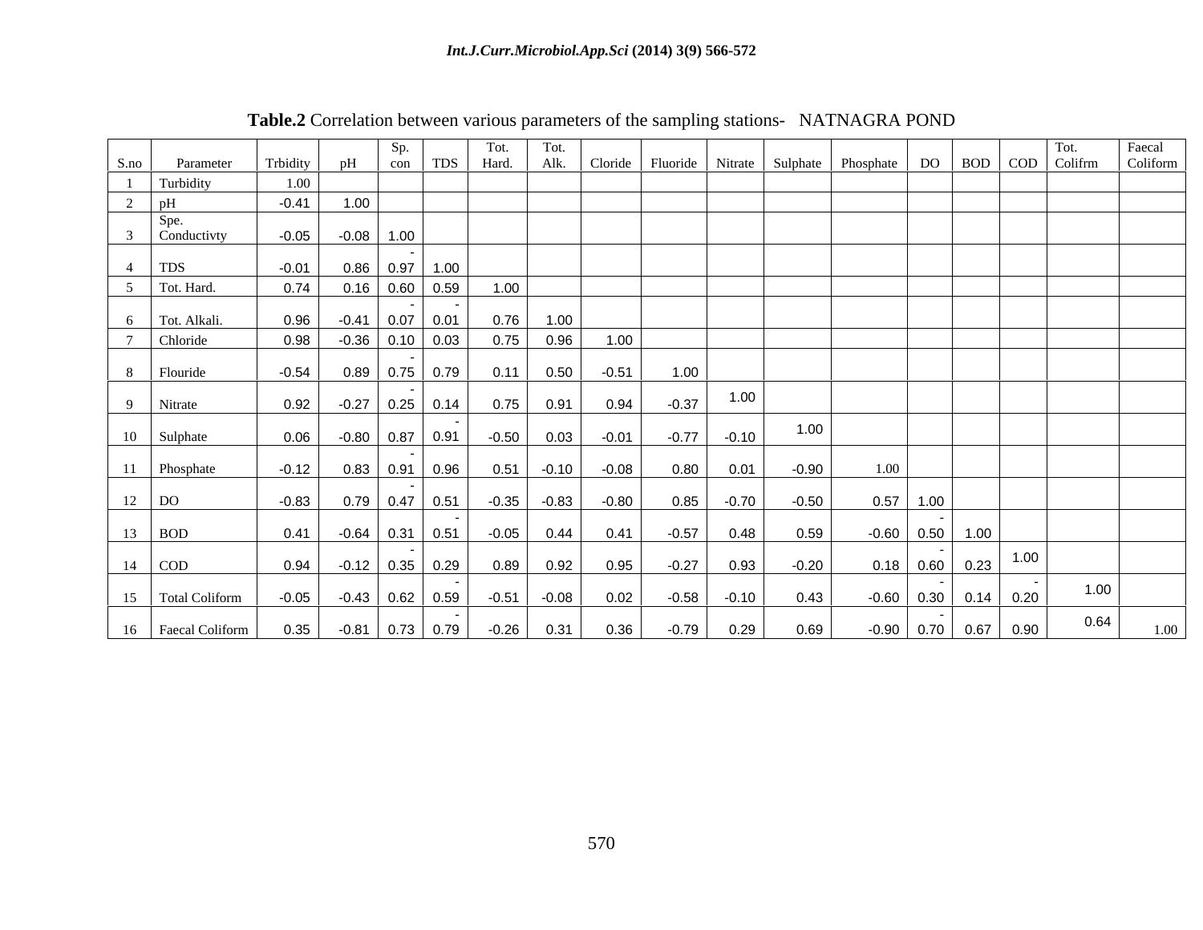**Table.2** Correlation between various parameters of the sampling stations- NATNAGRA POND

| S.no | Parameter | Trbidity | pH | Sp. con | TDS | Tot. Hard. | Tot. Alk. | Cloride | Fluoride | Nitrate | Sulphate | Phosphate | DO | BOD | COD | Tot. Colifrm | Faecal Coliform |
|---|---|---|---|---|---|---|---|---|---|---|---|---|---|---|---|---|---|
| 1 | Turbidity | 1.00 | | | | | | | | | | | | | | | |
| 2 | pH | -0.41 | 1.00 | | | | | | | | | | | | | | |
| 3 | Spe. Conductivty | -0.05 | -0.08 | 1.00 | | | | | | | | | | | | | |
| 4 | TDS | -0.01 | 0.86 | -0.97 | 1.00 | | | | | | | | | | | | |
| 5 | Tot. Hard. | 0.74 | 0.16 | 0.60 | 0.59 | 1.00 | | | | | | | | | | | |
| 6 | Tot. Alkali. | 0.96 | -0.41 | -0.07 | -0.01 | 0.76 | 1.00 | | | | | | | | | | |
| 7 | Chloride | 0.98 | -0.36 | 0.10 | 0.03 | 0.75 | 0.96 | 1.00 | | | | | | | | | |
| 8 | Flouride | -0.54 | 0.89 | -0.75 | 0.79 | 0.11 | 0.50 | -0.51 | 1.00 | | | | | | | | |
| 9 | Nitrate | 0.92 | -0.27 | -0.25 | 0.14 | 0.75 | 0.91 | 0.94 | -0.37 | 1.00 | | | | | | | |
| 10 | Sulphate | 0.06 | -0.80 | 0.87 | -0.91 | -0.50 | 0.03 | -0.01 | -0.77 | -0.10 | 1.00 | | | | | | |
| 11 | Phosphate | -0.12 | 0.83 | -0.91 | 0.96 | 0.51 | -0.10 | -0.08 | 0.80 | 0.01 | -0.90 | 1.00 | | | | | |
| 12 | DO | -0.83 | 0.79 | -0.47 | 0.51 | -0.35 | -0.83 | -0.80 | 0.85 | -0.70 | -0.50 | 0.57 | 1.00 | | | | |
| 13 | BOD | 0.41 | -0.64 | -0.31 | 0.51 | -0.05 | 0.44 | 0.41 | -0.57 | 0.48 | 0.59 | -0.60 | -0.50 | 1.00 | | | |
| 14 | COD | 0.94 | -0.12 | -0.35 | 0.29 | 0.89 | 0.92 | 0.95 | -0.27 | 0.93 | -0.20 | 0.18 | -0.60 | 0.23 | 1.00 | | |
| 15 | Total Coliform | -0.05 | -0.43 | 0.62 | -0.59 | -0.51 | -0.08 | 0.02 | -0.58 | -0.10 | 0.43 | -0.60 | -0.30 | 0.14 | -0.20 | 1.00 | |
| 16 | Faecal Coliform | 0.35 | -0.81 | 0.73 | -0.79 | -0.26 | 0.31 | 0.36 | -0.79 | 0.29 | 0.69 | -0.90 | -0.70 | 0.67 | 0.90 | 0.64 | 1.00 |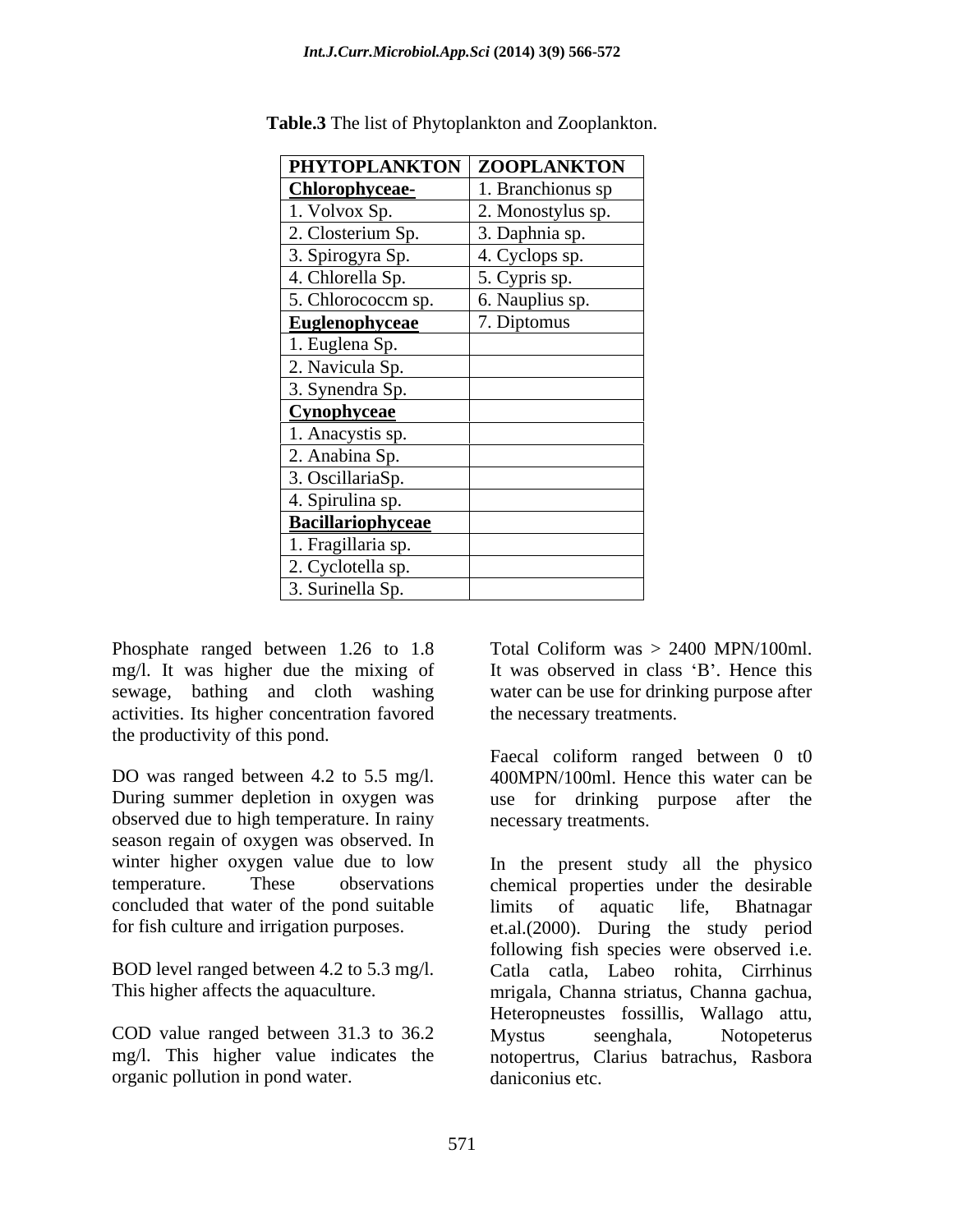**Table.3** The list of Phytoplankton and Zooplankton.

| PHYTOPLANKTON | ZOOPLANKTON |
|---|---|
| **Chlorophyceae-** | 1. Branchionus sp |
| 1. Volvox Sp. | 2. Monostylus sp. |
| 2. Closterium Sp. | 3. Daphnia sp. |
| 3. Spirogyra Sp. | 4. Cyclops sp. |
| 4. Chlorella Sp. | 5. Cypris sp. |
| 5. Chlorococcm sp. | 6. Nauplius sp. |
| **Euglenophyceae** | 7. Diptomus |
| 1. Euglena Sp. | |
| 2. Navicula Sp. | |
| 3. Synendra Sp. | |
| **Cynophyceae** | |
| 1. Anacystis sp. | |
| 2. Anabina Sp. | |
| 3. OscillariaSp. | |
| 4. Spirulina sp. | |
| **Bacillariophyceae** | |
| 1. Fragillaria sp. | |
| 2. Cyclotella sp. | |
| 3. Surinella Sp. | |

Phosphate ranged between 1.26 to 1.8 mg/l. It was higher due the mixing of sewage, bathing and cloth washing activities. Its higher concentration favored the productivity of this pond.

DO was ranged between 4.2 to 5.5 mg/l. During summer depletion in oxygen was observed due to high temperature. In rainy season regain of oxygen was observed. In winter higher oxygen value due to low temperature. These observations concluded that water of the pond suitable for fish culture and irrigation purposes.

BOD level ranged between 4.2 to 5.3 mg/l. This higher affects the aquaculture.

COD value ranged between 31.3 to 36.2 mg/l. This higher value indicates the organic pollution in pond water.

Total Coliform was > 2400 MPN/100ml. It was observed in class 'B'. Hence this water can be use for drinking purpose after the necessary treatments.

Faecal coliform ranged between 0 t0 400MPN/100ml. Hence this water can be use for drinking purpose after the necessary treatments.

In the present study all the physico chemical properties under the desirable limits of aquatic life, Bhatnagar et.al.(2000). During the study period following fish species were observed i.e. Catla catla, Labeo rohita, Cirrhinus mrigala, Channa striatus, Channa gachua, Heteropneustes fossillis, Wallago attu, Mystus seenghala, Notopeterus notopertrus, Clarius batrachus, Rasbora daniconius etc.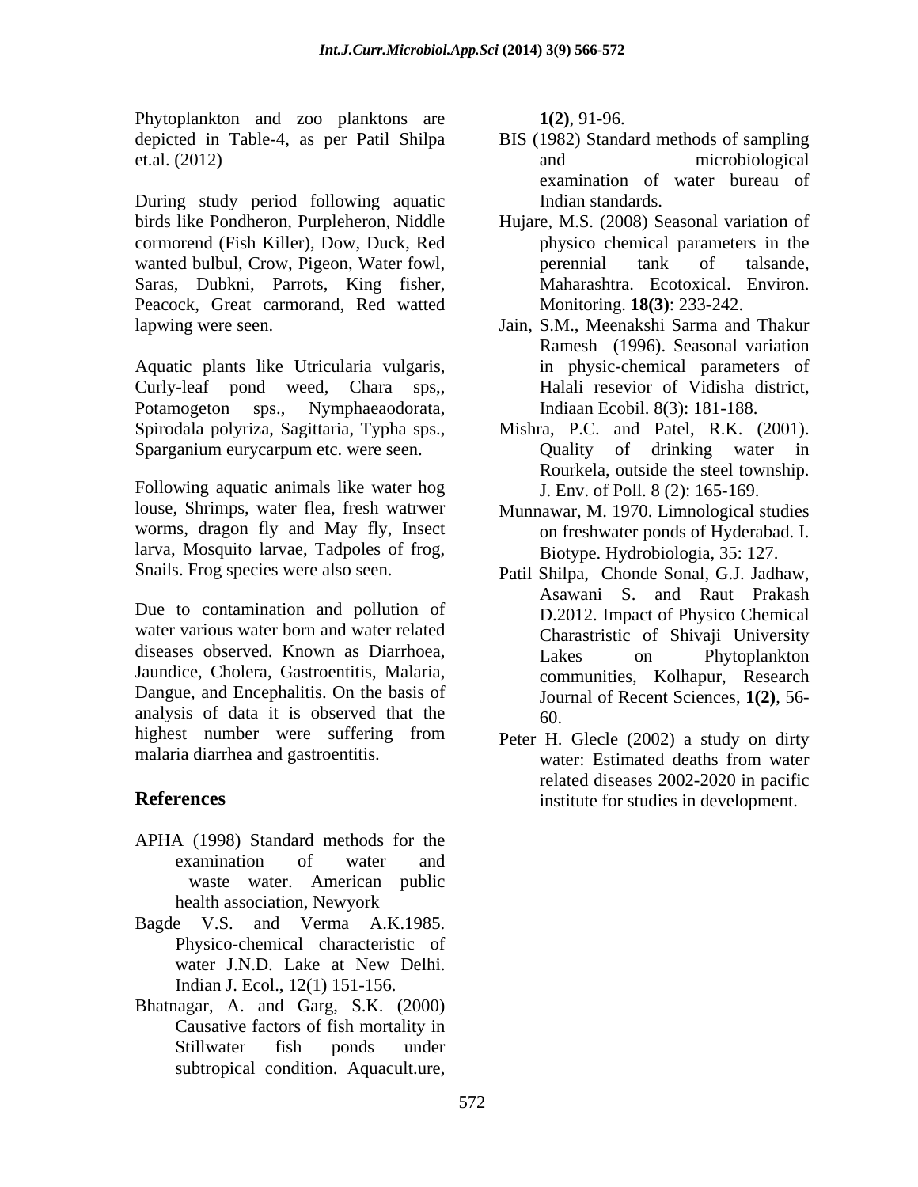Phytoplankton and zoo planktons are depicted in Table-4, as per Patil Shilpa et.al. (2012)

During study period following aquatic birds like Pondheron, Purpleheron, Niddle cormorend (Fish Killer), Dow, Duck, Red wanted bulbul, Crow, Pigeon, Water fowl, Saras, Dubkni, Parrots, King fisher, Peacock, Great carmorand, Red watted lapwing were seen.

Aquatic plants like Utricularia vulgaris, Curly-leaf pond weed, Chara sps,, Potamogeton sps., Nymphaeaodorata, Spirodala polyriza, Sagittaria, Typha sps., Sparganium eurycarpum etc. were seen.

Following aquatic animals like water hog louse, Shrimps, water flea, fresh watrwer worms, dragon fly and May fly, Insect larva, Mosquito larvae, Tadpoles of frog, Snails. Frog species were also seen.

Due to contamination and pollution of water various water born and water related diseases observed. Known as Diarrhoea, Jaundice, Cholera, Gastroentitis, Malaria, Dangue, and Encephalitis. On the basis of analysis of data it is observed that the highest number were suffering from malaria diarrhea and gastroentitis.

## References

- APHA (1998) Standard methods for the examination of water and waste water. American public health association, Newyork
- Bagde V.S. and Verma A.K.1985. Physico-chemical characteristic of water J.N.D. Lake at New Delhi. Indian J. Ecol., 12(1) 151-156.
- Bhatnagar, A. and Garg, S.K. (2000) Causative factors of fish mortality in Stillwater fish ponds under subtropical condition. Aquacult.ure, **1(2)**, 91-96.
- BIS (1982) Standard methods of sampling and microbiological examination of water bureau of Indian standards.
- Hujare, M.S. (2008) Seasonal variation of physico chemical parameters in the perennial tank of talsande, Maharashtra. Ecotoxical. Environ. Monitoring. **18(3)**: 233-242.
- Jain, S.M., Meenakshi Sarma and Thakur Ramesh (1996). Seasonal variation in physic-chemical parameters of Halali resevior of Vidisha district, Indiaan Ecobil. 8(3): 181-188.
- Mishra, P.C. and Patel, R.K. (2001). Quality of drinking water in Rourkela, outside the steel township. J. Env. of Poll. 8 (2): 165-169.
- Munnawar, M. 1970. Limnological studies on freshwater ponds of Hyderabad. I. Biotype. Hydrobiologia, 35: 127.
- Patil Shilpa, Chonde Sonal, G.J. Jadhaw, Asawani S. and Raut Prakash D.2012. Impact of Physico Chemical Charastristic of Shivaji University Lakes on Phytoplankton communities, Kolhapur, Research Journal of Recent Sciences, **1(2)**, 56-60.
- Peter H. Glecle (2002) a study on dirty water: Estimated deaths from water related diseases 2002-2020 in pacific institute for studies in development.